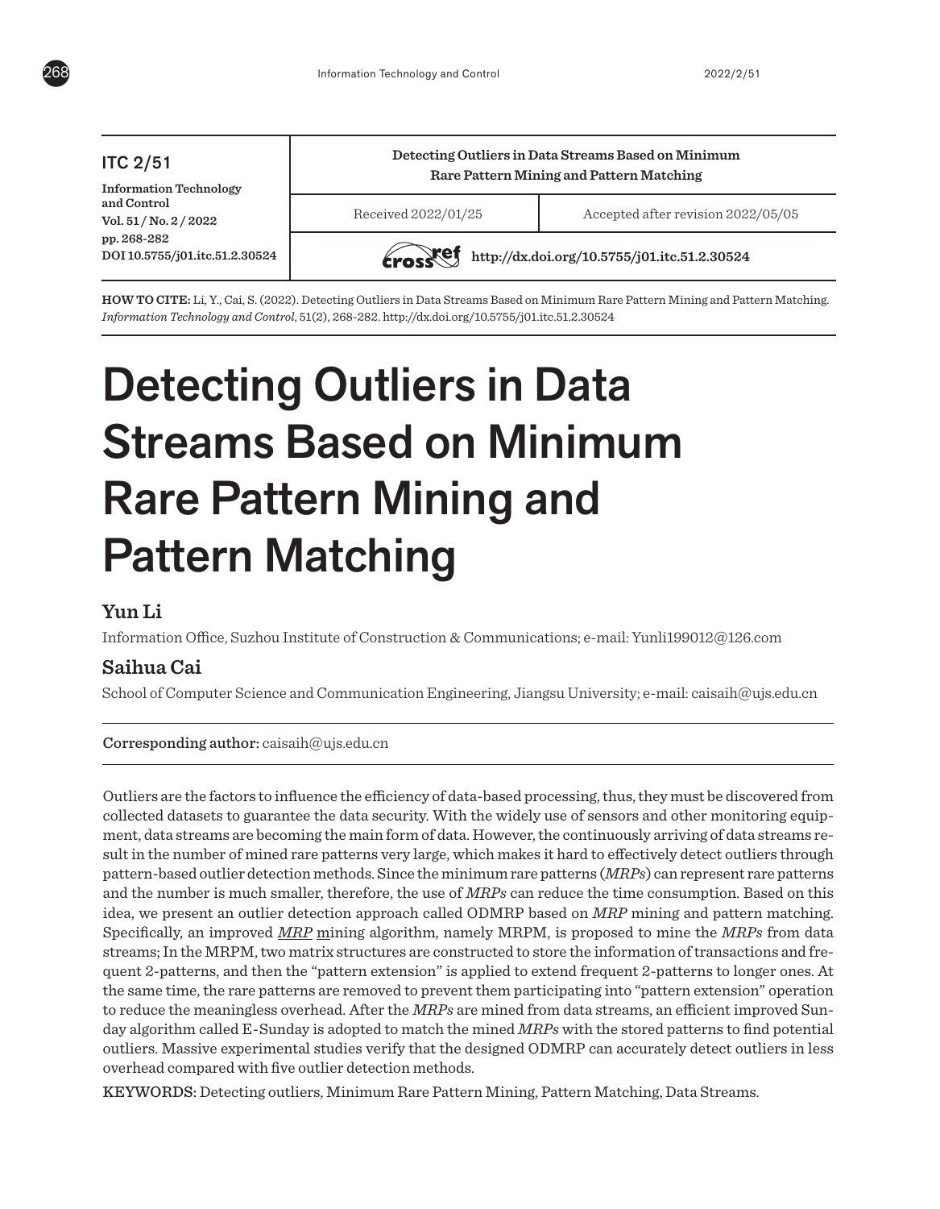ITC 2/51

**Information Technology and Control**
**Vol. 51 / No. 2 / 2022**
**pp. 268-282**
**DOI 10.5755/j01.itc.51.2.30524**

**Detecting Outliers in Data Streams Based on Minimum Rare Pattern Mining and Pattern Matching**

Received 2022/01/25 | Accepted after revision 2022/05/05

**http://dx.doi.org/10.5755/j01.itc.51.2.30524**

**HOW TO CITE:** Li, Y., Cai, S. (2022). Detecting Outliers in Data Streams Based on Minimum Rare Pattern Mining and Pattern Matching. *Information Technology and Control*, 51(2), 268-282. http://dx.doi.org/10.5755/j01.itc.51.2.30524

# Detecting Outliers in Data Streams Based on Minimum Rare Pattern Mining and Pattern Matching

### Yun Li

Information Office, Suzhou Institute of Construction & Communications; e-mail: Yunli199012@126.com

### Saihua Cai

School of Computer Science and Communication Engineering, Jiangsu University; e-mail: caisaih@ujs.edu.cn

**Corresponding author:** caisaih@ujs.edu.cn

Outliers are the factors to influence the efficiency of data-based processing, thus, they must be discovered from collected datasets to guarantee the data security. With the widely use of sensors and other monitoring equipment, data streams are becoming the main form of data. However, the continuously arriving of data streams result in the number of mined rare patterns very large, which makes it hard to effectively detect outliers through pattern-based outlier detection methods. Since the minimum rare patterns (*MRPs*) can represent rare patterns and the number is much smaller, therefore, the use of *MRPs* can reduce the time consumption. Based on this idea, we present an outlier detection approach called ODMRP based on *MRP* mining and pattern matching. Specifically, an improved *MRP* mining algorithm, namely MRPM, is proposed to mine the *MRPs* from data streams; In the MRPM, two matrix structures are constructed to store the information of transactions and frequent 2-patterns, and then the "pattern extension" is applied to extend frequent 2-patterns to longer ones. At the same time, the rare patterns are removed to prevent them participating into "pattern extension" operation to reduce the meaningless overhead. After the *MRPs* are mined from data streams, an efficient improved Sunday algorithm called E-Sunday is adopted to match the mined *MRPs* with the stored patterns to find potential outliers. Massive experimental studies verify that the designed ODMRP can accurately detect outliers in less overhead compared with five outlier detection methods.

**KEYWORDS:** Detecting outliers, Minimum Rare Pattern Mining, Pattern Matching, Data Streams.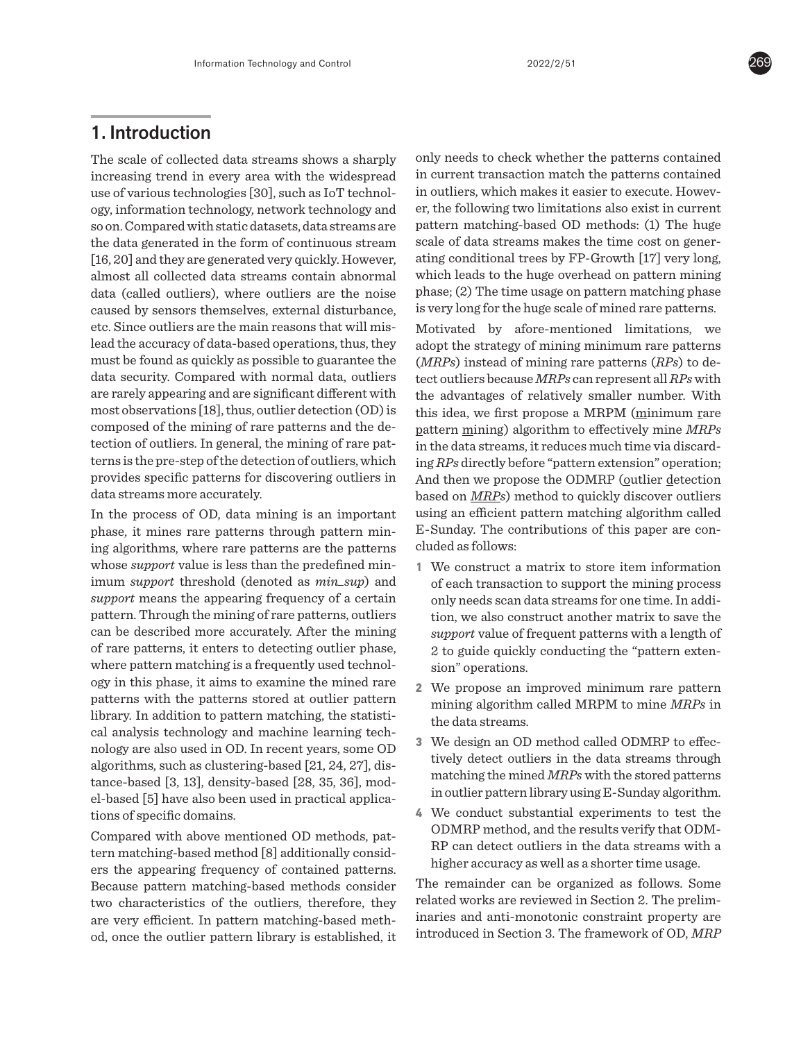## 1. Introduction

The scale of collected data streams shows a sharply increasing trend in every area with the widespread use of various technologies [30], such as IoT technology, information technology, network technology and so on. Compared with static datasets, data streams are the data generated in the form of continuous stream [16, 20] and they are generated very quickly. However, almost all collected data streams contain abnormal data (called outliers), where outliers are the noise caused by sensors themselves, external disturbance, etc. Since outliers are the main reasons that will mislead the accuracy of data-based operations, thus, they must be found as quickly as possible to guarantee the data security. Compared with normal data, outliers are rarely appearing and are significant different with most observations [18], thus, outlier detection (OD) is composed of the mining of rare patterns and the detection of outliers. In general, the mining of rare patterns is the pre-step of the detection of outliers, which provides specific patterns for discovering outliers in data streams more accurately.

In the process of OD, data mining is an important phase, it mines rare patterns through pattern mining algorithms, where rare patterns are the patterns whose *support* value is less than the predefined minimum *support* threshold (denoted as *min_sup*) and *support* means the appearing frequency of a certain pattern. Through the mining of rare patterns, outliers can be described more accurately. After the mining of rare patterns, it enters to detecting outlier phase, where pattern matching is a frequently used technology in this phase, it aims to examine the mined rare patterns with the patterns stored at outlier pattern library. In addition to pattern matching, the statistical analysis technology and machine learning technology are also used in OD. In recent years, some OD algorithms, such as clustering-based [21, 24, 27], distance-based [3, 13], density-based [28, 35, 36], model-based [5] have also been used in practical applications of specific domains.

Compared with above mentioned OD methods, pattern matching-based method [8] additionally considers the appearing frequency of contained patterns. Because pattern matching-based methods consider two characteristics of the outliers, therefore, they are very efficient. In pattern matching-based method, once the outlier pattern library is established, it only needs to check whether the patterns contained in current transaction match the patterns contained in outliers, which makes it easier to execute. However, the following two limitations also exist in current pattern matching-based OD methods: (1) The huge scale of data streams makes the time cost on generating conditional trees by FP-Growth [17] very long, which leads to the huge overhead on pattern mining phase; (2) The time usage on pattern matching phase is very long for the huge scale of mined rare patterns.

Motivated by afore-mentioned limitations, we adopt the strategy of mining minimum rare patterns (*MRPs*) instead of mining rare patterns (*RPs*) to detect outliers because *MRPs* can represent all *RPs* with the advantages of relatively smaller number. With this idea, we first propose a MRPM (minimum rare pattern mining) algorithm to effectively mine *MRPs* in the data streams, it reduces much time via discarding *RPs* directly before "pattern extension" operation; And then we propose the ODMRP (outlier detection based on *MRPs*) method to quickly discover outliers using an efficient pattern matching algorithm called E-Sunday. The contributions of this paper are concluded as follows:

1. We construct a matrix to store item information of each transaction to support the mining process only needs scan data streams for one time. In addition, we also construct another matrix to save the *support* value of frequent patterns with a length of 2 to guide quickly conducting the "pattern extension" operations.
2. We propose an improved minimum rare pattern mining algorithm called MRPM to mine *MRPs* in the data streams.
3. We design an OD method called ODMRP to effectively detect outliers in the data streams through matching the mined *MRPs* with the stored patterns in outlier pattern library using E-Sunday algorithm.
4. We conduct substantial experiments to test the ODMRP method, and the results verify that ODMRP can detect outliers in the data streams with a higher accuracy as well as a shorter time usage.

The remainder can be organized as follows. Some related works are reviewed in Section 2. The preliminaries and anti-monotonic constraint property are introduced in Section 3. The framework of OD, *MRP*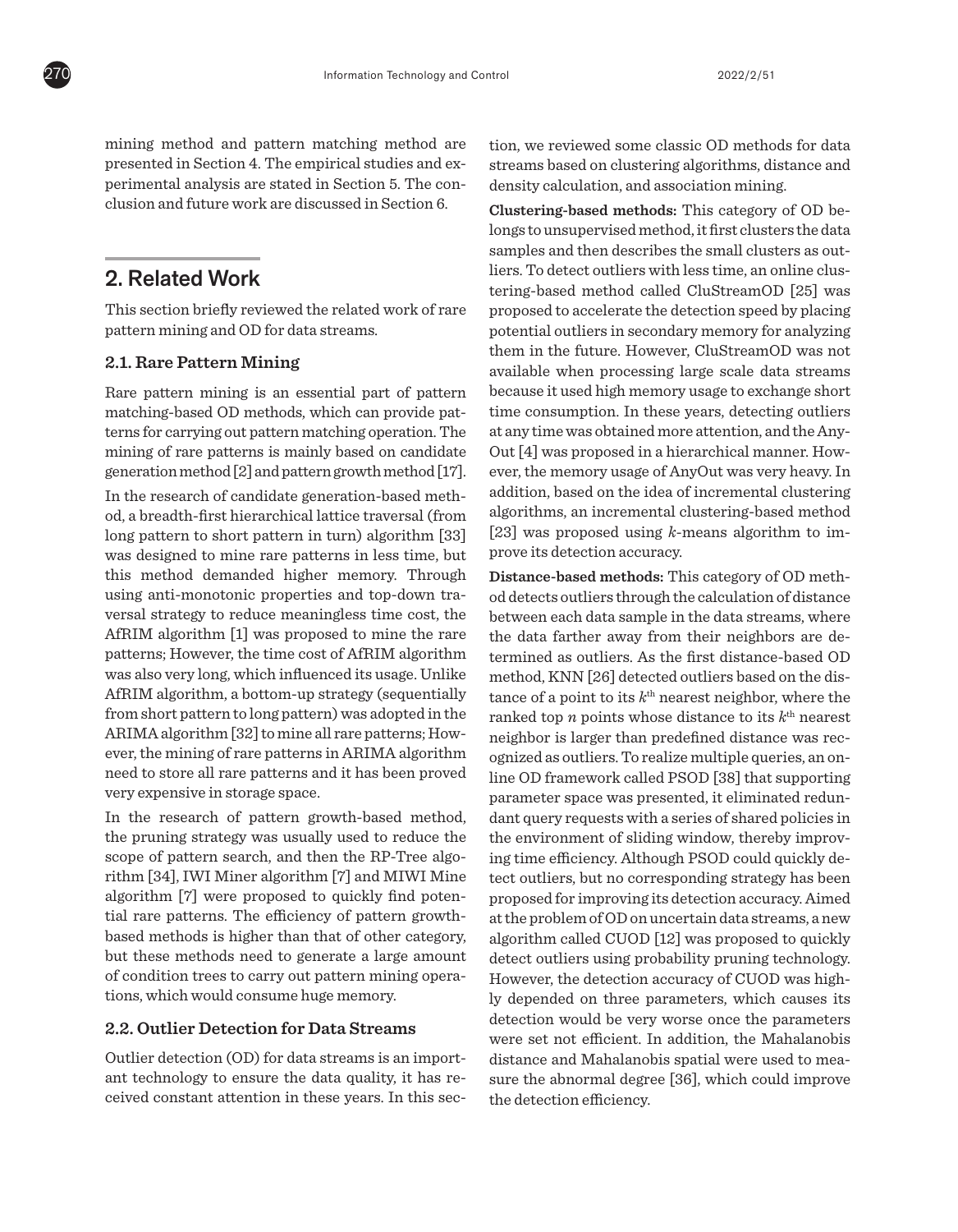mining method and pattern matching method are presented in Section 4. The empirical studies and experimental analysis are stated in Section 5. The conclusion and future work are discussed in Section 6.

## 2. Related Work

This section briefly reviewed the related work of rare pattern mining and OD for data streams.

### 2.1. Rare Pattern Mining

Rare pattern mining is an essential part of pattern matching-based OD methods, which can provide patterns for carrying out pattern matching operation. The mining of rare patterns is mainly based on candidate generation method [2] and pattern growth method [17].

In the research of candidate generation-based method, a breadth-first hierarchical lattice traversal (from long pattern to short pattern in turn) algorithm [33] was designed to mine rare patterns in less time, but this method demanded higher memory. Through using anti-monotonic properties and top-down traversal strategy to reduce meaningless time cost, the AfRIM algorithm [1] was proposed to mine the rare patterns; However, the time cost of AfRIM algorithm was also very long, which influenced its usage. Unlike AfRIM algorithm, a bottom-up strategy (sequentially from short pattern to long pattern) was adopted in the ARIMA algorithm [32] to mine all rare patterns; However, the mining of rare patterns in ARIMA algorithm need to store all rare patterns and it has been proved very expensive in storage space.

In the research of pattern growth-based method, the pruning strategy was usually used to reduce the scope of pattern search, and then the RP-Tree algorithm [34], IWI Miner algorithm [7] and MIWI Mine algorithm [7] were proposed to quickly find potential rare patterns. The efficiency of pattern growth-based methods is higher than that of other category, but these methods need to generate a large amount of condition trees to carry out pattern mining operations, which would consume huge memory.

### 2.2. Outlier Detection for Data Streams

Outlier detection (OD) for data streams is an important technology to ensure the data quality, it has received constant attention in these years. In this section, we reviewed some classic OD methods for data streams based on clustering algorithms, distance and density calculation, and association mining.

**Clustering-based methods:** This category of OD belongs to unsupervised method, it first clusters the data samples and then describes the small clusters as outliers. To detect outliers with less time, an online clustering-based method called CluStreamOD [25] was proposed to accelerate the detection speed by placing potential outliers in secondary memory for analyzing them in the future. However, CluStreamOD was not available when processing large scale data streams because it used high memory usage to exchange short time consumption. In these years, detecting outliers at any time was obtained more attention, and the AnyOut [4] was proposed in a hierarchical manner. However, the memory usage of AnyOut was very heavy. In addition, based on the idea of incremental clustering algorithms, an incremental clustering-based method [23] was proposed using $k$-means algorithm to improve its detection accuracy.

**Distance-based methods:** This category of OD method detects outliers through the calculation of distance between each data sample in the data streams, where the data farther away from their neighbors are determined as outliers. As the first distance-based OD method, KNN [26] detected outliers based on the distance of a point to its $k^{th}$ nearest neighbor, where the ranked top $n$ points whose distance to its $k^{th}$ nearest neighbor is larger than predefined distance was recognized as outliers. To realize multiple queries, an online OD framework called PSOD [38] that supporting parameter space was presented, it eliminated redundant query requests with a series of shared policies in the environment of sliding window, thereby improving time efficiency. Although PSOD could quickly detect outliers, but no corresponding strategy has been proposed for improving its detection accuracy. Aimed at the problem of OD on uncertain data streams, a new algorithm called CUOD [12] was proposed to quickly detect outliers using probability pruning technology. However, the detection accuracy of CUOD was highly depended on three parameters, which causes its detection would be very worse once the parameters were set not efficient. In addition, the Mahalanobis distance and Mahalanobis spatial were used to measure the abnormal degree [36], which could improve the detection efficiency.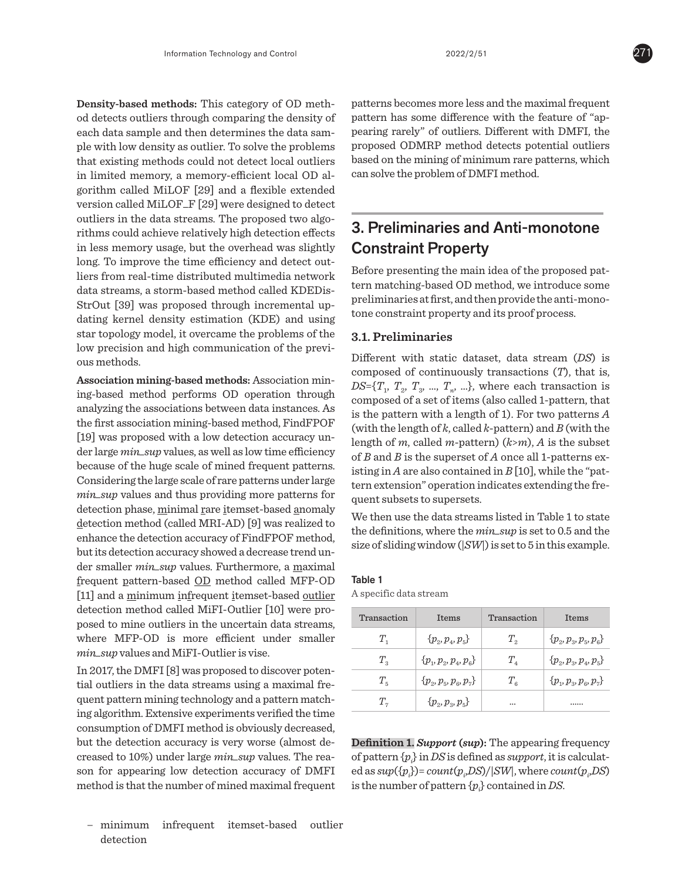**Density-based methods:** This category of OD method detects outliers through comparing the density of each data sample and then determines the data sample with low density as outlier. To solve the problems that existing methods could not detect local outliers in limited memory, a memory-efficient local OD algorithm called MiLOF [29] and a flexible extended version called MiLOF_F [29] were designed to detect outliers in the data streams. The proposed two algorithms could achieve relatively high detection effects in less memory usage, but the overhead was slightly long. To improve the time efficiency and detect outliers from real-time distributed multimedia network data streams, a storm-based method called KDEDisStrOut [39] was proposed through incremental updating kernel density estimation (KDE) and using star topology model, it overcame the problems of the low precision and high communication of the previous methods.

**Association mining-based methods:** Association mining-based method performs OD operation through analyzing the associations between data instances. As the first association mining-based method, FindFPOF [19] was proposed with a low detection accuracy under large *min_sup* values, as well as low time efficiency because of the huge scale of mined frequent patterns. Considering the large scale of rare patterns under large *min_sup* values and thus providing more patterns for detection phase, minimal rare itemset-based anomaly detection method (called MRI-AD) [9] was realized to enhance the detection accuracy of FindFPOF method, but its detection accuracy showed a decrease trend under smaller *min_sup* values. Furthermore, a maximal frequent pattern-based OD method called MFP-OD [11] and a minimum infrequent itemset-based outlier detection method called MiFI-Outlier [10] were proposed to mine outliers in the uncertain data streams, where MFP-OD is more efficient under smaller *min_sup* values and MiFI-Outlier is vise.

In 2017, the DMFI [8] was proposed to discover potential outliers in the data streams using a maximal frequent pattern mining technology and a pattern matching algorithm. Extensive experiments verified the time consumption of DMFI method is obviously decreased, but the detection accuracy is very worse (almost decreased to 10%) under large *min_sup* values. The reason for appearing low detection accuracy of DMFI method is that the number of mined maximal frequent patterns becomes more less and the maximal frequent pattern has some difference with the feature of "appearing rarely" of outliers. Different with DMFI, the proposed ODMRP method detects potential outliers based on the mining of minimum rare patterns, which can solve the problem of DMFI method.

– minimum infrequent itemset-based outlier detection

## 3. Preliminaries and Anti-monotone Constraint Property

Before presenting the main idea of the proposed pattern matching-based OD method, we introduce some preliminaries at first, and then provide the anti-monotone constraint property and its proof process.

### 3.1. Preliminaries

Different with static dataset, data stream (*DS*) is composed of continuously transactions (*T*), that is, $DS=\{T_1, T_2, T_3, ..., T_n, ...\}$, where each transaction is composed of a set of items (also called 1-pattern, that is the pattern with a length of 1). For two patterns *A* (with the length of *k*, called *k*-pattern) and *B* (with the length of *m*, called *m*-pattern) ($k>m$), *A* is the subset of *B* and *B* is the superset of *A* once all 1-patterns existing in *A* are also contained in *B* [10], while the "pattern extension" operation indicates extending the frequent subsets to supersets.

We then use the data streams listed in Table 1 to state the definitions, where the *min_sup* is set to 0.5 and the size of sliding window ($|SW|$) is set to 5 in this example.

**Table 1**

A specific data stream

| Transaction | Items | Transaction | Items |
|---|---|---|---|
| $T_1$ | $\{p_2, p_4, p_5\}$ | $T_2$ | $\{p_2, p_3, p_5, p_6\}$ |
| $T_3$ | $\{p_1, p_2, p_4, p_6\}$ | $T_4$ | $\{p_2, p_3, p_4, p_5\}$ |
| $T_5$ | $\{p_2, p_5, p_6, p_7\}$ | $T_6$ | $\{p_1, p_3, p_6, p_7\}$ |
| $T_7$ | $\{p_2, p_3, p_5\}$ | ... | ...... |

**Definition 1.** ***Support* (*sup*):** The appearing frequency of pattern $\{p_i\}$ in *DS* is defined as *support*, it is calculated as $sup(\{p_i\})= count(p_i,DS)/|SW|$, where $count(p_i,DS)$ is the number of pattern $\{p_i\}$ contained in *DS*.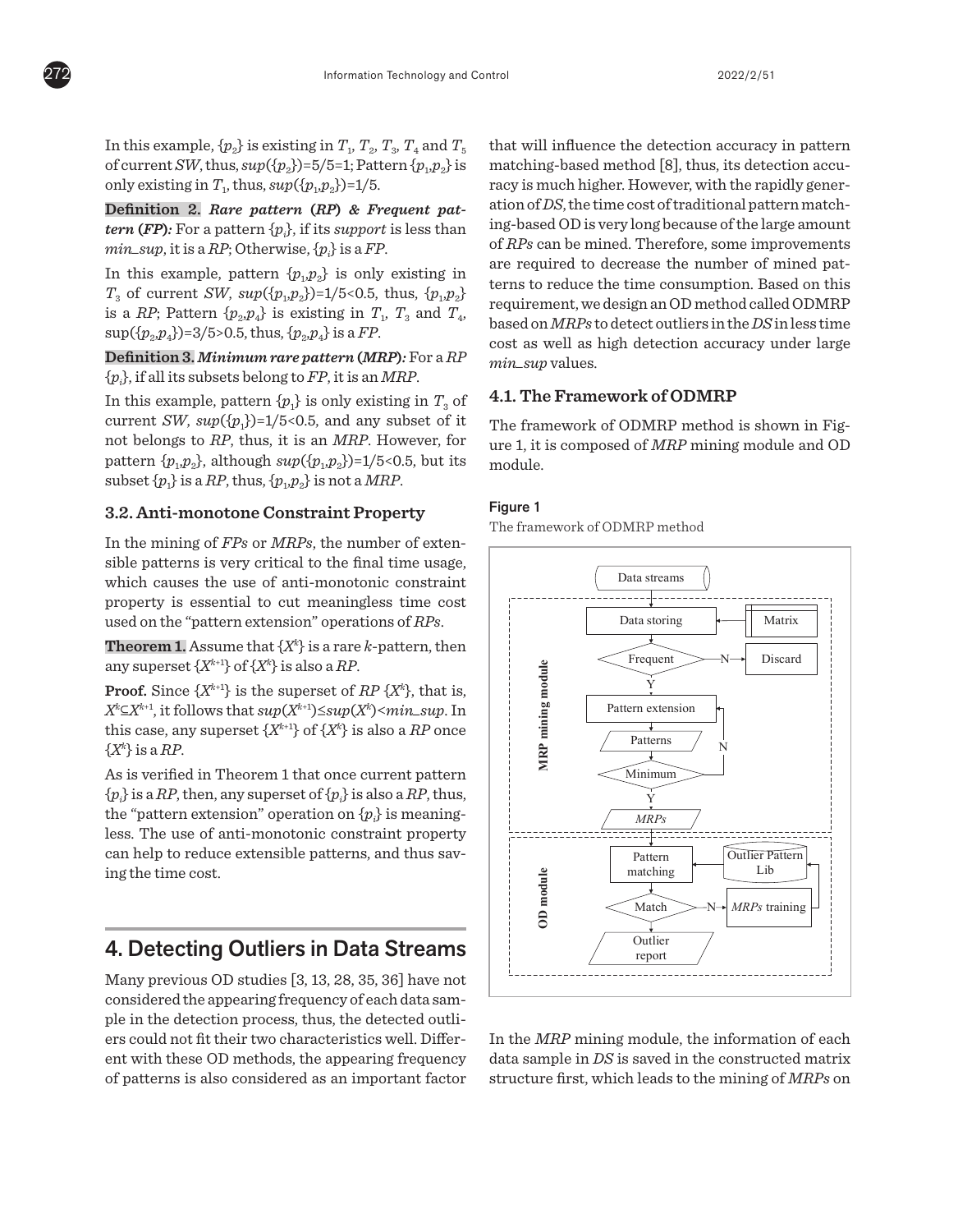In this example, $\{p_2\}$ is existing in $T_1$, $T_2$, $T_3$, $T_4$ and $T_5$ of current *SW*, thus, $sup(\{p_2\})$=5/5=1; Pattern $\{p_1,p_2\}$ is only existing in $T_1$, thus, $sup(\{p_1,p_2\})$=1/5.

**Definition 2.** ***Rare pattern (RP) & Frequent pattern (FP):*** For a pattern $\{p_i\}$, if its *support* is less than *min_sup*, it is a *RP*; Otherwise, $\{p_i\}$ is a *FP*.

In this example, pattern $\{p_1,p_2\}$ is only existing in $T_3$ of current *SW*, $sup(\{p_1,p_2\})$=1/5<0.5, thus, $\{p_1,p_2\}$ is a *RP*; Pattern $\{p_2,p_4\}$ is existing in $T_1$, $T_3$ and $T_4$, sup($\{p_2,p_4\}$)=3/5>0.5, thus, $\{p_2,p_4\}$ is a *FP*.

**Definition 3.** ***Minimum rare pattern (MRP):*** For a *RP* $\{p_i\}$, if all its subsets belong to *FP*, it is an *MRP*.

In this example, pattern $\{p_1\}$ is only existing in $T_3$ of current *SW*, $sup(\{p_1\})$=1/5<0.5, and any subset of it not belongs to *RP*, thus, it is an *MRP*. However, for pattern $\{p_1,p_2\}$, although $sup(\{p_1,p_2\})$=1/5<0.5, but its subset $\{p_1\}$ is a *RP*, thus, $\{p_1,p_2\}$ is not a *MRP*.

### 3.2. Anti-monotone Constraint Property

In the mining of *FPs* or *MRPs*, the number of extensible patterns is very critical to the final time usage, which causes the use of anti-monotonic constraint property is essential to cut meaningless time cost used on the "pattern extension" operations of *RPs*.

**Theorem 1.** Assume that $\{X^k\}$ is a rare *k*-pattern, then any superset $\{X^{k+1}\}$ of $\{X^k\}$ is also a *RP*.

**Proof.** Since $\{X^{k+1}\}$ is the superset of *RP* $\{X^k\}$, that is, $X^k \subseteq X^{k+1}$, it follows that $sup(X^{k+1}) \leq sup(X^k) < min\_sup$. In this case, any superset $\{X^{k+1}\}$ of $\{X^k\}$ is also a *RP* once $\{X^k\}$ is a *RP*.

As is verified in Theorem 1 that once current pattern $\{p_i\}$ is a *RP*, then, any superset of $\{p_i\}$ is also a *RP*, thus, the "pattern extension" operation on $\{p_i\}$ is meaningless. The use of anti-monotonic constraint property can help to reduce extensible patterns, and thus saving the time cost.

## 4. Detecting Outliers in Data Streams

Many previous OD studies [3, 13, 28, 35, 36] have not considered the appearing frequency of each data sample in the detection process, thus, the detected outliers could not fit their two characteristics well. Different with these OD methods, the appearing frequency of patterns is also considered as an important factor that will influence the detection accuracy in pattern matching-based method [8], thus, its detection accuracy is much higher. However, with the rapidly generation of *DS*, the time cost of traditional pattern matching-based OD is very long because of the large amount of *RPs* can be mined. Therefore, some improvements are required to decrease the number of mined patterns to reduce the time consumption. Based on this requirement, we design an OD method called ODMRP based on *MRPs* to detect outliers in the *DS* in less time cost as well as high detection accuracy under large *min_sup* values.

### 4.1. The Framework of ODMRP

The framework of ODMRP method is shown in Figure 1, it is composed of *MRP* mining module and OD module.

**Figure 1**

The framework of ODMRP method

In the *MRP* mining module, the information of each data sample in *DS* is saved in the constructed matrix structure first, which leads to the mining of *MRPs* on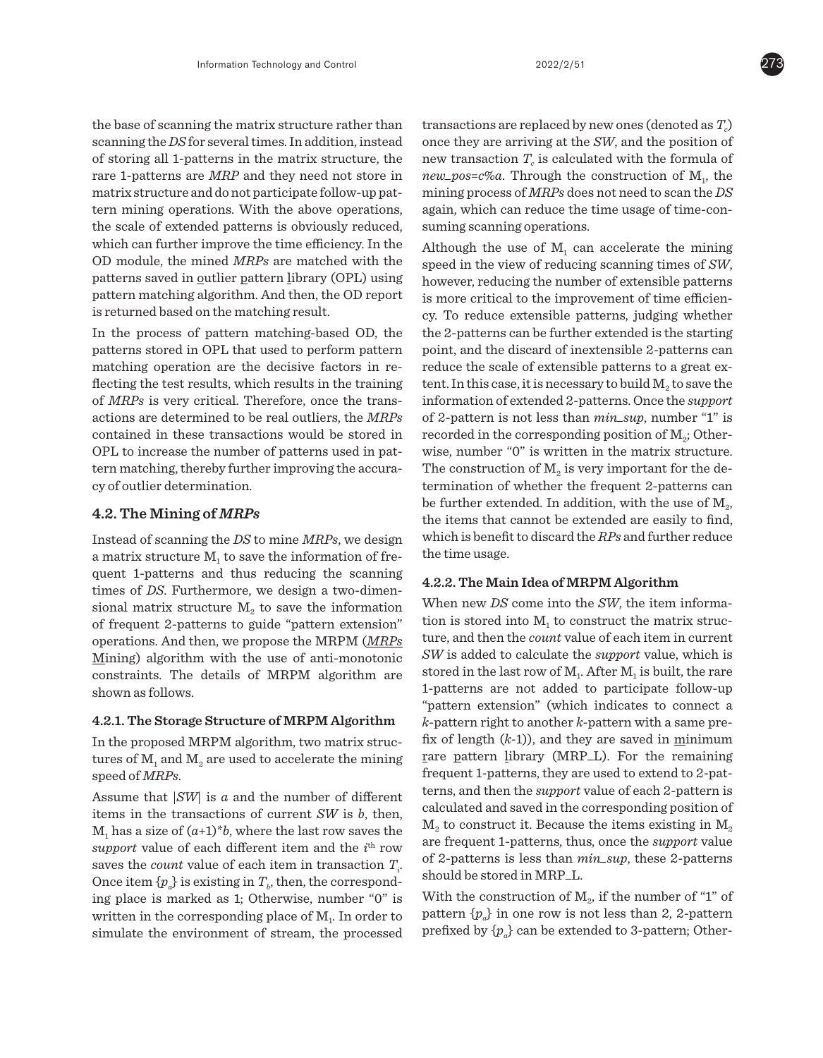the base of scanning the matrix structure rather than scanning the *DS* for several times. In addition, instead of storing all 1-patterns in the matrix structure, the rare 1-patterns are *MRP* and they need not store in matrix structure and do not participate follow-up pattern mining operations. With the above operations, the scale of extended patterns is obviously reduced, which can further improve the time efficiency. In the OD module, the mined *MRPs* are matched with the patterns saved in outlier pattern library (OPL) using pattern matching algorithm. And then, the OD report is returned based on the matching result.

In the process of pattern matching-based OD, the patterns stored in OPL that used to perform pattern matching operation are the decisive factors in reflecting the test results, which results in the training of *MRPs* is very critical. Therefore, once the transactions are determined to be real outliers, the *MRPs* contained in these transactions would be stored in OPL to increase the number of patterns used in pattern matching, thereby further improving the accuracy of outlier determination.

## 4.2. The Mining of *MRPs*

Instead of scanning the *DS* to mine *MRPs*, we design a matrix structure $M_1$ to save the information of frequent 1-patterns and thus reducing the scanning times of *DS*. Furthermore, we design a two-dimensional matrix structure $M_2$ to save the information of frequent 2-patterns to guide "pattern extension" operations. And then, we propose the MRPM (*MRPs* Mining) algorithm with the use of anti-monotonic constraints. The details of MRPM algorithm are shown as follows.

### 4.2.1. The Storage Structure of MRPM Algorithm

In the proposed MRPM algorithm, two matrix structures of $M_1$ and $M_2$ are used to accelerate the mining speed of *MRPs*.

Assume that $|SW|$ is $a$ and the number of different items in the transactions of current *SW* is $b$, then, $M_1$ has a size of $(a+1)*b$, where the last row saves the *support* value of each different item and the $i^{th}$ row saves the *count* value of each item in transaction $T_i$. Once item $\{p_a\}$ is existing in $T_b$, then, the corresponding place is marked as 1; Otherwise, number "0" is written in the corresponding place of $M_1$. In order to simulate the environment of stream, the processed transactions are replaced by new ones (denoted as $T_c$) once they are arriving at the *SW*, and the position of new transaction $T_c$ is calculated with the formula of *new_pos=c%a*. Through the construction of $M_1$, the mining process of *MRPs* does not need to scan the *DS* again, which can reduce the time usage of time-consuming scanning operations.

Although the use of $M_1$ can accelerate the mining speed in the view of reducing scanning times of *SW*, however, reducing the number of extensible patterns is more critical to the improvement of time efficiency. To reduce extensible patterns, judging whether the 2-patterns can be further extended is the starting point, and the discard of inextensible 2-patterns can reduce the scale of extensible patterns to a great extent. In this case, it is necessary to build $M_2$ to save the information of extended 2-patterns. Once the *support* of 2-pattern is not less than *min_sup*, number "1" is recorded in the corresponding position of $M_2$; Otherwise, number "0" is written in the matrix structure. The construction of $M_2$ is very important for the determination of whether the frequent 2-patterns can be further extended. In addition, with the use of $M_2$, the items that cannot be extended are easily to find, which is benefit to discard the *RPs* and further reduce the time usage.

### 4.2.2. The Main Idea of MRPM Algorithm

When new *DS* come into the *SW*, the item information is stored into $M_1$ to construct the matrix structure, and then the *count* value of each item in current *SW* is added to calculate the *support* value, which is stored in the last row of $M_1$. After $M_1$ is built, the rare 1-patterns are not added to participate follow-up "pattern extension" (which indicates to connect a $k$-pattern right to another $k$-pattern with a same prefix of length $(k-1)$), and they are saved in minimum rare pattern library (MRP_L). For the remaining frequent 1-patterns, they are used to extend to 2-patterns, and then the *support* value of each 2-pattern is calculated and saved in the corresponding position of $M_2$ to construct it. Because the items existing in $M_2$ are frequent 1-patterns, thus, once the *support* value of 2-patterns is less than *min_sup*, these 2-patterns should be stored in MRP_L.

With the construction of $M_2$, if the number of "1" of pattern $\{p_a\}$ in one row is not less than 2, 2-pattern prefixed by $\{p_a\}$ can be extended to 3-pattern; Other-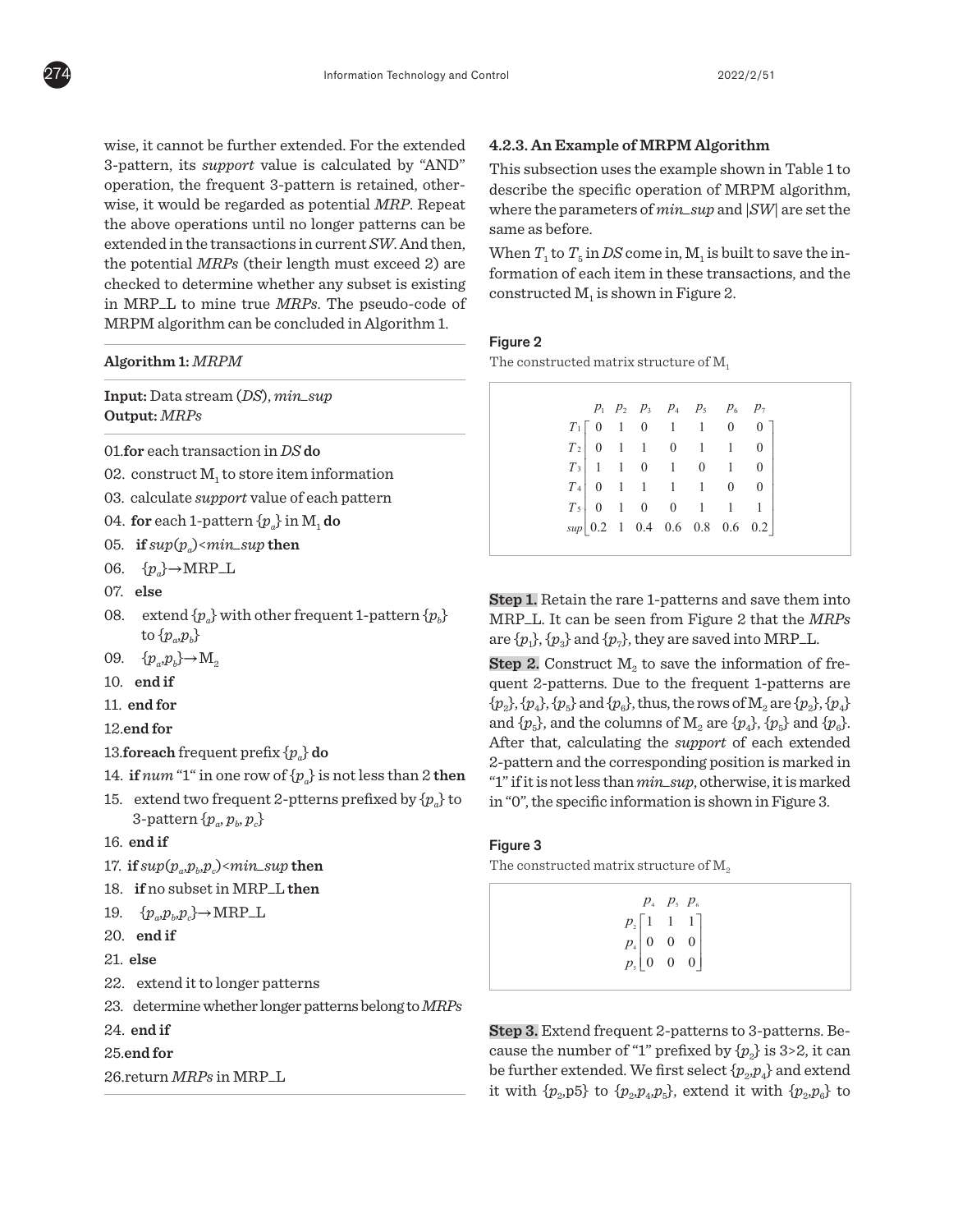wise, it cannot be further extended. For the extended 3-pattern, its *support* value is calculated by "AND" operation, the frequent 3-pattern is retained, otherwise, it would be regarded as potential *MRP*. Repeat the above operations until no longer patterns can be extended in the transactions in current *SW*. And then, the potential *MRPs* (their length must exceed 2) are checked to determine whether any subset is existing in MRP_L to mine true *MRPs*. The pseudo-code of MRPM algorithm can be concluded in Algorithm 1.

**Algorithm 1:** *MRPM*

**Input:** Data stream (*DS*), *min_sup*
**Output:** *MRPs*

01.**for** each transaction in *DS* **do**
02. construct $M_1$ to store item information
03. calculate *support* value of each pattern
04. **for** each 1-pattern $\{p_a\}$ in $M_1$ **do**
05. **if** $sup(p_a)$<*min_sup* **then**
06. $\{p_a\}$→MRP_L
07. **else**
08. extend $\{p_a\}$ with other frequent 1-pattern $\{p_b\}$ to $\{p_a,p_b\}$
09. $\{p_a,p_b\}$→$M_2$
10. **end if**
11. **end for**
12.**end for**
13.**foreach** frequent prefix $\{p_a\}$ **do**
14. **if** *num* "1" in one row of $\{p_a\}$ is not less than 2 **then**
15. extend two frequent 2-ptterns prefixed by $\{p_a\}$ to 3-pattern $\{p_a, p_b, p_c\}$
16. **end if**
17. **if** $sup(p_a,p_b,p_c)$<*min_sup* **then**
18. **if** no subset in MRP_L **then**
19. $\{p_a,p_b,p_c\}$→MRP_L
20. **end if**
21. **else**
22. extend it to longer patterns
23. determine whether longer patterns belong to *MRPs*
24. **end if**
25.**end for**
26.return *MRPs* in MRP_L

#### 4.2.3. An Example of MRPM Algorithm

This subsection uses the example shown in Table 1 to describe the specific operation of MRPM algorithm, where the parameters of *min_sup* and |*SW*| are set the same as before.

When $T_1$ to $T_5$ in *DS* come in, $M_1$ is built to save the information of each item in these transactions, and the constructed $M_1$ is shown in Figure 2.

**Figure 2**
The constructed matrix structure of $M_1$

$$
\begin{array}{c|ccccccc}
 & p_1 & p_2 & p_3 & p_4 & p_5 & p_6 & p_7 \\
T_1 & 0 & 1 & 0 & 1 & 1 & 0 & 0 \\
T_2 & 0 & 1 & 1 & 0 & 1 & 1 & 0 \\
T_3 & 1 & 1 & 0 & 1 & 0 & 1 & 0 \\
T_4 & 0 & 1 & 1 & 1 & 1 & 0 & 0 \\
T_5 & 0 & 1 & 0 & 0 & 1 & 1 & 1 \\
sup & 0.2 & 1 & 0.4 & 0.6 & 0.8 & 0.6 & 0.2
\end{array}
$$

**Step 1.** Retain the rare 1-patterns and save them into MRP_L. It can be seen from Figure 2 that the *MRPs* are $\{p_1\}$, $\{p_3\}$ and $\{p_7\}$, they are saved into MRP_L.

**Step 2.** Construct $M_2$ to save the information of frequent 2-patterns. Due to the frequent 1-patterns are $\{p_2\}$, $\{p_4\}$, $\{p_5\}$ and $\{p_6\}$, thus, the rows of $M_2$ are $\{p_2\}$, $\{p_4\}$ and $\{p_5\}$, and the columns of $M_2$ are $\{p_4\}$, $\{p_5\}$ and $\{p_6\}$. After that, calculating the *support* of each extended 2-pattern and the corresponding position is marked in "1" if it is not less than *min_sup*, otherwise, it is marked in "0", the specific information is shown in Figure 3.

**Figure 3**
The constructed matrix structure of $M_2$

$$
\begin{array}{c|ccc}
 & p_4 & p_5 & p_6 \\
p_2 & 1 & 1 & 1 \\
p_4 & 0 & 0 & 0 \\
p_5 & 0 & 0 & 0
\end{array}
$$

**Step 3.** Extend frequent 2-patterns to 3-patterns. Because the number of "1" prefixed by $\{p_2\}$ is 3>2, it can be further extended. We first select $\{p_2,p_4\}$ and extend it with $\{p_2,$p5$\}$ to $\{p_2,p_4,p_5\}$, extend it with $\{p_2,p_6\}$ to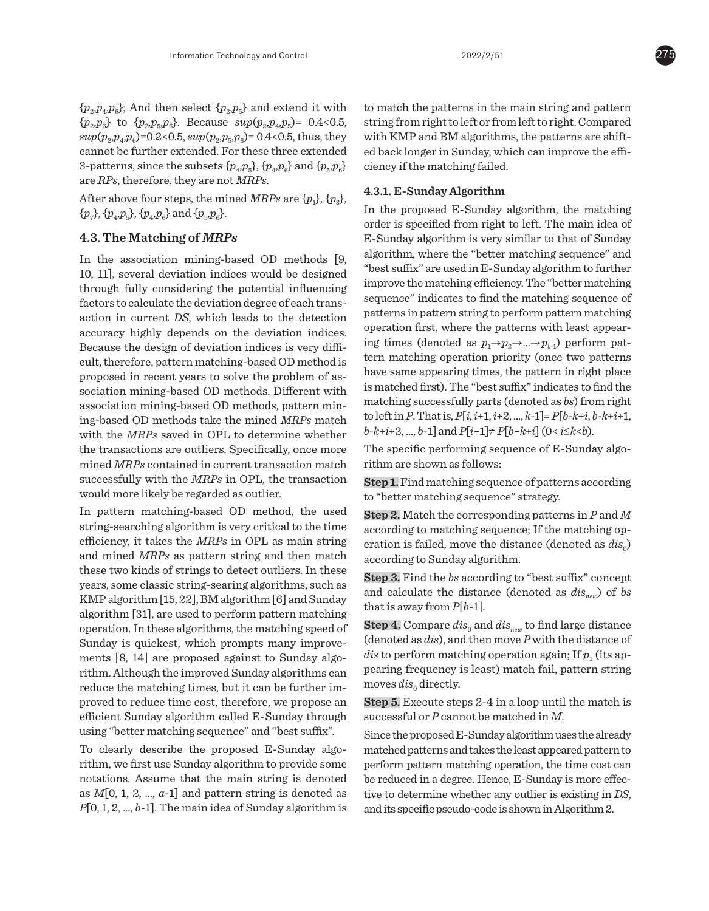$\{p_2,p_4,p_6\}$; And then select $\{p_2,p_5\}$ and extend it with $\{p_2,p_6\}$ to $\{p_2,p_5,p_6\}$. Because $sup(p_2,p_4,p_5)= 0.4<0.5$, $sup(p_2,p_4,p_6)=0.2<0.5$, $sup(p_2,p_5,p_6)= 0.4<0.5$, thus, they cannot be further extended. For these three extended 3-patterns, since the subsets $\{p_4,p_5\}$, $\{p_4,p_6\}$ and $\{p_5,p_6\}$ are *RPs*, therefore, they are not *MRPs*.

After above four steps, the mined *MRPs* are $\{p_1\}$, $\{p_3\}$, $\{p_7\}$, $\{p_4,p_5\}$, $\{p_4,p_6\}$ and $\{p_5,p_6\}$.

## 4.3. The Matching of *MRPs*

In the association mining-based OD methods [9, 10, 11], several deviation indices would be designed through fully considering the potential influencing factors to calculate the deviation degree of each transaction in current *DS*, which leads to the detection accuracy highly depends on the deviation indices. Because the design of deviation indices is very difficult, therefore, pattern matching-based OD method is proposed in recent years to solve the problem of association mining-based OD methods. Different with association mining-based OD methods, pattern mining-based OD methods take the mined *MRPs* match with the *MRPs* saved in OPL to determine whether the transactions are outliers. Specifically, once more mined *MRPs* contained in current transaction match successfully with the *MRPs* in OPL, the transaction would more likely be regarded as outlier.

In pattern matching-based OD method, the used string-searching algorithm is very critical to the time efficiency, it takes the *MRPs* in OPL as main string and mined *MRPs* as pattern string and then match these two kinds of strings to detect outliers. In these years, some classic string-searing algorithms, such as KMP algorithm [15, 22], BM algorithm [6] and Sunday algorithm [31], are used to perform pattern matching operation. In these algorithms, the matching speed of Sunday is quickest, which prompts many improvements [8, 14] are proposed against to Sunday algorithm. Although the improved Sunday algorithms can reduce the matching times, but it can be further improved to reduce time cost, therefore, we propose an efficient Sunday algorithm called E-Sunday through using "better matching sequence" and "best suffix".

To clearly describe the proposed E-Sunday algorithm, we first use Sunday algorithm to provide some notations. Assume that the main string is denoted as $M[0, 1, 2, ..., a\text{-}1]$ and pattern string is denoted as $P[0, 1, 2, ..., b\text{-}1]$. The main idea of Sunday algorithm is to match the patterns in the main string and pattern string from right to left or from left to right. Compared with KMP and BM algorithms, the patterns are shifted back longer in Sunday, which can improve the efficiency if the matching failed.

### 4.3.1. E-Sunday Algorithm

In the proposed E-Sunday algorithm, the matching order is specified from right to left. The main idea of E-Sunday algorithm is very similar to that of Sunday algorithm, where the "better matching sequence" and "best suffix" are used in E-Sunday algorithm to further improve the matching efficiency. The "better matching sequence" indicates to find the matching sequence of patterns in pattern string to perform pattern matching operation first, where the patterns with least appearing times (denoted as $p_1 \rightarrow p_2 \rightarrow ... \rightarrow p_{b\text{-}1}$) perform pattern matching operation priority (once two patterns have same appearing times, the pattern in right place is matched first). The "best suffix" indicates to find the matching successfully parts (denoted as *bs*) from right to left in *P*. That is, $P[i, i\text{+}1, i\text{+}2, ..., k\text{-}1]= P[b\text{-}k\text{+}i, b\text{-}k\text{+}i\text{+}1, b\text{-}k\text{+}i\text{+}2, ..., b\text{-}1]$ and $P[i-1] \neq P[b-k+i]$ $(0< i \leq k<b)$.

The specific performing sequence of E-Sunday algorithm are shown as follows:

**Step 1.** Find matching sequence of patterns according to "better matching sequence" strategy.

**Step 2.** Match the corresponding patterns in *P* and *M* according to matching sequence; If the matching operation is failed, move the distance (denoted as $dis_0$) according to Sunday algorithm.

**Step 3.** Find the *bs* according to "best suffix" concept and calculate the distance (denoted as $dis_{new}$) of *bs* that is away from $P[b\text{-}1]$.

**Step 4.** Compare $dis_0$ and $dis_{new}$ to find large distance (denoted as *dis*), and then move *P* with the distance of *dis* to perform matching operation again; If $p_1$ (its appearing frequency is least) match fail, pattern string moves $dis_0$ directly.

**Step 5.** Execute steps 2-4 in a loop until the match is successful or *P* cannot be matched in *M*.

Since the proposed E-Sunday algorithm uses the already matched patterns and takes the least appeared pattern to perform pattern matching operation, the time cost can be reduced in a degree. Hence, E-Sunday is more effective to determine whether any outlier is existing in *DS*, and its specific pseudo-code is shown in Algorithm 2.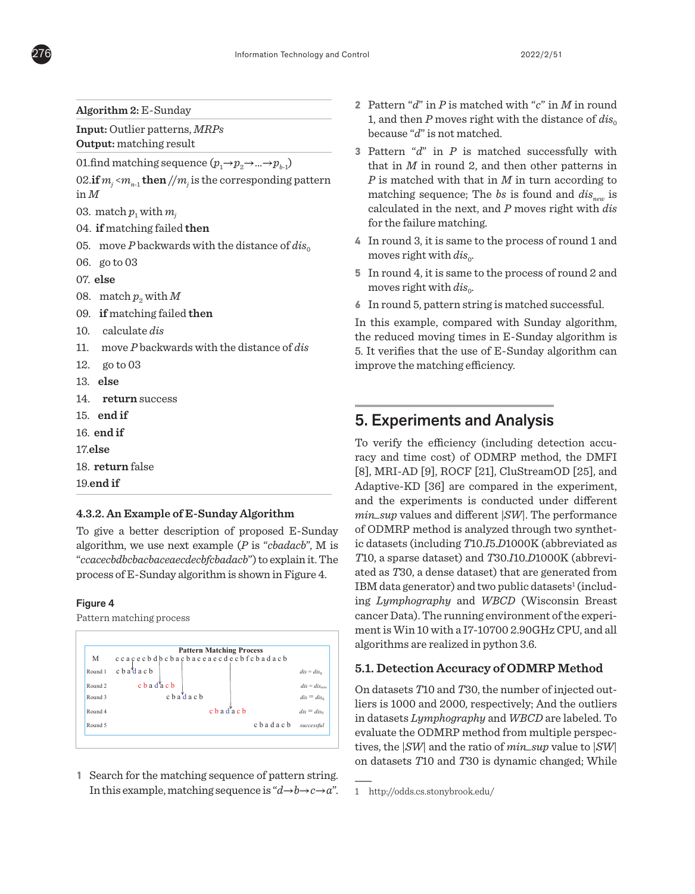**Algorithm 2:** E-Sunday

**Input:** Outlier patterns, *MRPs*
**Output:** matching result

01.find matching sequence ($p_1 \rightarrow p_2 \rightarrow \ldots \rightarrow p_{b\text{-}1}$)
02.**if** $m_j < m_{n\text{-}1}$ **then** //$m_j$ is the corresponding pattern in *M*
03. match $p_1$ with $m_j$
04. **if** matching failed **then**
05. move *P* backwards with the distance of $dis_0$
06. go to 03
07. **else**
08. match $p_2$ with *M*
09. **if** matching failed **then**
10. calculate *dis*
11. move *P* backwards with the distance of *dis*
12. go to 03
13. **else**
14. **return** success
15. **end if**
16. **end if**
17.**else**
18. **return** false
19.**end if**

### 4.3.2. An Example of E-Sunday Algorithm

To give a better description of proposed E-Sunday algorithm, we use next example (*P* is "*cbadacb*", M is "*ccacecbdbcbacbaceaecdecbfcbadacb*") to explain it. The process of E-Sunday algorithm is shown in Figure 4.

**Figure 4**
Pattern matching process

| | Pattern Matching Process | |
|---|---|---|
| M | c c a c e c b d b c b a c b a c e a e c d e c b f c b a d a c b | |
| Round 1 | c b a d a c b | $dis = dis_0$ |
| Round 2 | c b a d a c b | $dis = dis_{new}$ |
| Round 3 | c b a d a c b | $dis = dis_0$ |
| Round 4 | c b a d a c b | $dis = dis_0$ |
| Round 5 | c b a d a c b | *successful* |

1. Search for the matching sequence of pattern string. In this example, matching sequence is "*d→b→c→a*".
2. Pattern "*d*" in *P* is matched with "*c*" in *M* in round 1, and then *P* moves right with the distance of $dis_0$ because "*d*" is not matched.
3. Pattern "*d*" in *P* is matched successfully with that in *M* in round 2, and then other patterns in *P* is matched with that in *M* in turn according to matching sequence; The *bs* is found and $dis_{new}$ is calculated in the next, and *P* moves right with *dis* for the failure matching.
4. In round 3, it is same to the process of round 1 and moves right with $dis_0$.
5. In round 4, it is same to the process of round 2 and moves right with $dis_0$.
6. In round 5, pattern string is matched successful.

In this example, compared with Sunday algorithm, the reduced moving times in E-Sunday algorithm is 5. It verifies that the use of E-Sunday algorithm can improve the matching efficiency.

## 5. Experiments and Analysis

To verify the efficiency (including detection accuracy and time cost) of ODMRP method, the DMFI [8], MRI-AD [9], ROCF [21], CluStreamOD [25], and Adaptive-KD [36] are compared in the experiment, and the experiments is conducted under different *min_sup* values and different |*SW*|. The performance of ODMRP method is analyzed through two synthetic datasets (including *T*10.*I*5.*D*1000K (abbreviated as *T*10, a sparse dataset) and *T*30.*I*10.*D*1000K (abbreviated as *T*30, a dense dataset) that are generated from IBM data generator) and two public datasets[1] (including *Lymphography* and *WBCD* (Wisconsin Breast cancer Data). The running environment of the experiment is Win 10 with a I7-10700 2.90GHz CPU, and all algorithms are realized in python 3.6.

### 5.1. Detection Accuracy of ODMRP Method

On datasets *T*10 and *T*30, the number of injected outliers is 1000 and 2000, respectively; And the outliers in datasets *Lymphography* and *WBCD* are labeled. To evaluate the ODMRP method from multiple perspectives, the |*SW*| and the ratio of *min_sup* value to |*SW*| on datasets *T*10 and *T*30 is dynamic changed; While

1 http://odds.cs.stonybrook.edu/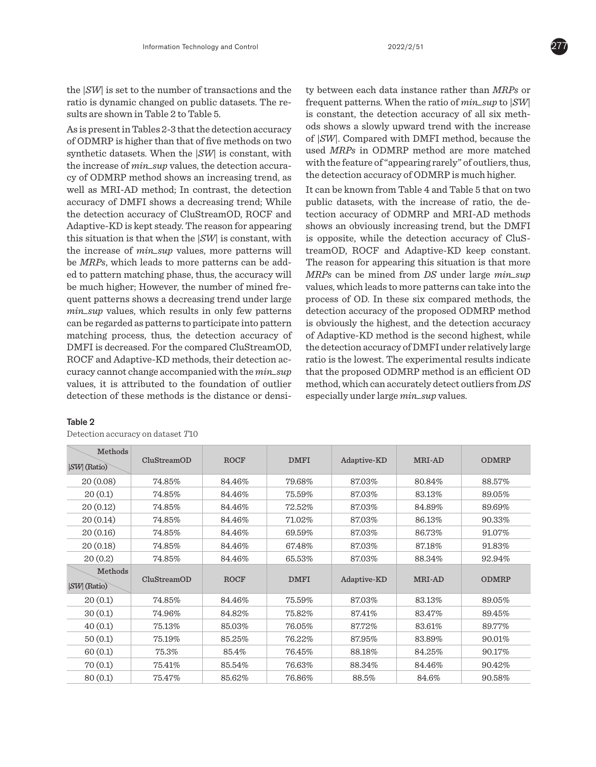the $|SW|$ is set to the number of transactions and the ratio is dynamic changed on public datasets. The results are shown in Table 2 to Table 5.

As is present in Tables 2-3 that the detection accuracy of ODMRP is higher than that of five methods on two synthetic datasets. When the $|SW|$ is constant, with the increase of *min_sup* values, the detection accuracy of ODMRP method shows an increasing trend, as well as MRI-AD method; In contrast, the detection accuracy of DMFI shows a decreasing trend; While the detection accuracy of CluStreamOD, ROCF and Adaptive-KD is kept steady. The reason for appearing this situation is that when the $|SW|$ is constant, with the increase of *min_sup* values, more patterns will be *MRPs*, which leads to more patterns can be added to pattern matching phase, thus, the accuracy will be much higher; However, the number of mined frequent patterns shows a decreasing trend under large *min_sup* values, which results in only few patterns can be regarded as patterns to participate into pattern matching process, thus, the detection accuracy of DMFI is decreased. For the compared CluStreamOD, ROCF and Adaptive-KD methods, their detection accuracy cannot change accompanied with the *min_sup* values, it is attributed to the foundation of outlier detection of these methods is the distance or density between each data instance rather than *MRPs* or frequent patterns. When the ratio of *min_sup* to $|SW|$ is constant, the detection accuracy of all six methods shows a slowly upward trend with the increase of $|SW|$. Compared with DMFI method, because the used *MRPs* in ODMRP method are more matched with the feature of "appearing rarely" of outliers, thus, the detection accuracy of ODMRP is much higher.

It can be known from Table 4 and Table 5 that on two public datasets, with the increase of ratio, the detection accuracy of ODMRP and MRI-AD methods shows an obviously increasing trend, but the DMFI is opposite, while the detection accuracy of CluStreamOD, ROCF and Adaptive-KD keep constant. The reason for appearing this situation is that more *MRPs* can be mined from *DS* under large *min_sup* values, which leads to more patterns can take into the process of OD. In these six compared methods, the detection accuracy of the proposed ODMRP method is obviously the highest, and the detection accuracy of Adaptive-KD method is the second highest, while the detection accuracy of DMFI under relatively large ratio is the lowest. The experimental results indicate that the proposed ODMRP method is an efficient OD method, which can accurately detect outliers from *DS* especially under large *min_sup* values.

**Table 2**

Detection accuracy on dataset *T*10

| $\|SW\|$ (Ratio) \ Methods | CluStreamOD | ROCF | DMFI | Adaptive-KD | MRI-AD | ODMRP |
|---|---|---|---|---|---|---|
| 20 (0.08) | 74.85% | 84.46% | 79.68% | 87.03% | 80.84% | 88.57% |
| 20 (0.1) | 74.85% | 84.46% | 75.59% | 87.03% | 83.13% | 89.05% |
| 20 (0.12) | 74.85% | 84.46% | 72.52% | 87.03% | 84.89% | 89.69% |
| 20 (0.14) | 74.85% | 84.46% | 71.02% | 87.03% | 86.13% | 90.33% |
| 20 (0.16) | 74.85% | 84.46% | 69.59% | 87.03% | 86.73% | 91.07% |
| 20 (0.18) | 74.85% | 84.46% | 67.48% | 87.03% | 87.18% | 91.83% |
| 20 (0.2) | 74.85% | 84.46% | 65.53% | 87.03% | 88.34% | 92.94% |
| $\|SW\|$ (Ratio) \ Methods | CluStreamOD | ROCF | DMFI | Adaptive-KD | MRI-AD | ODMRP |
| 20 (0.1) | 74.85% | 84.46% | 75.59% | 87.03% | 83.13% | 89.05% |
| 30 (0.1) | 74.96% | 84.82% | 75.82% | 87.41% | 83.47% | 89.45% |
| 40 (0.1) | 75.13% | 85.03% | 76.05% | 87.72% | 83.61% | 89.77% |
| 50 (0.1) | 75.19% | 85.25% | 76.22% | 87.95% | 83.89% | 90.01% |
| 60 (0.1) | 75.3% | 85.4% | 76.45% | 88.18% | 84.25% | 90.17% |
| 70 (0.1) | 75.41% | 85.54% | 76.63% | 88.34% | 84.46% | 90.42% |
| 80 (0.1) | 75.47% | 85.62% | 76.86% | 88.5% | 84.6% | 90.58% |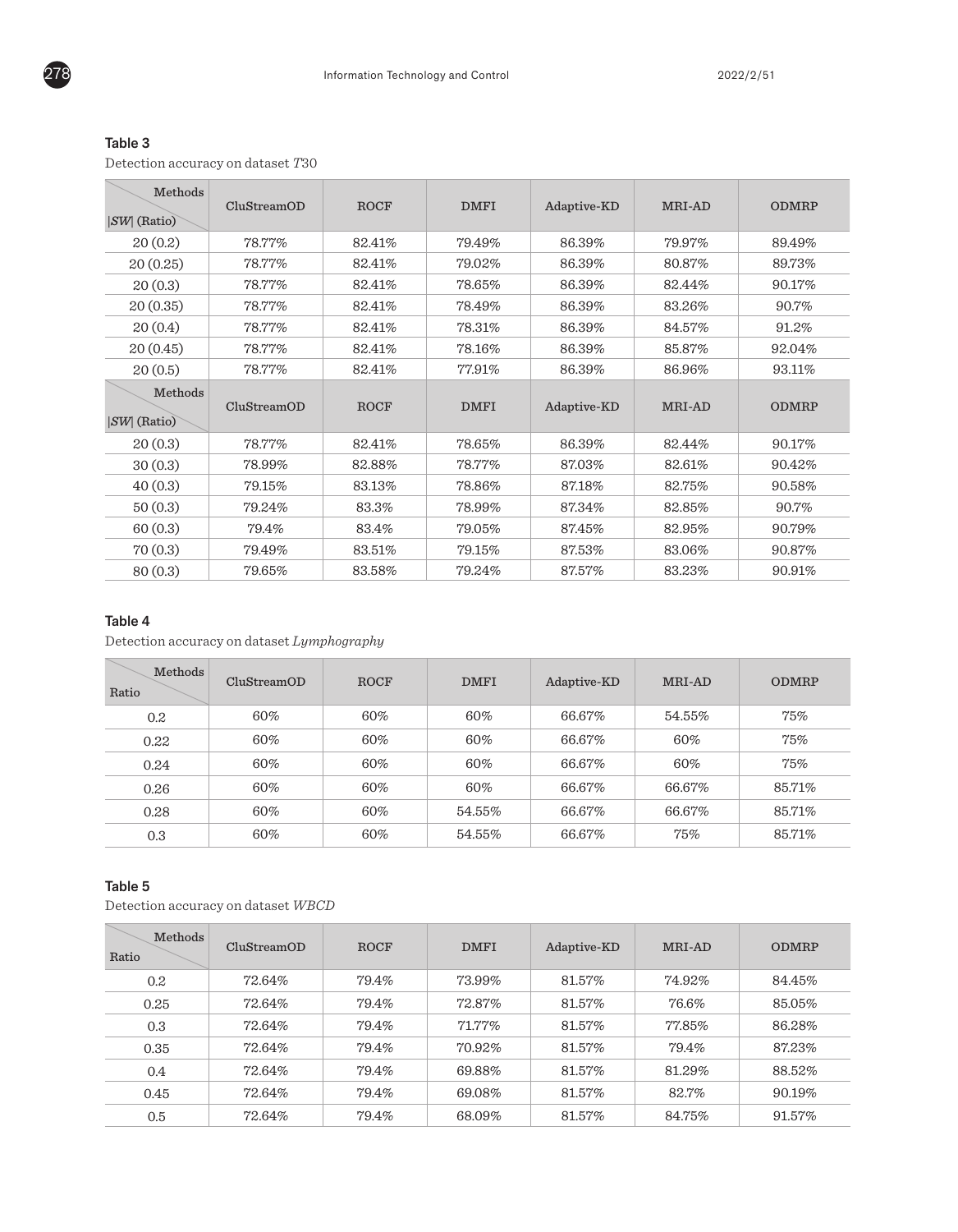**Table 3**

Detection accuracy on dataset *T*30

| Methods / $\|SW\|$ (Ratio) | CluStreamOD | ROCF | DMFI | Adaptive-KD | MRI-AD | ODMRP |
|---|---|---|---|---|---|---|
| 20 (0.2) | 78.77% | 82.41% | 79.49% | 86.39% | 79.97% | 89.49% |
| 20 (0.25) | 78.77% | 82.41% | 79.02% | 86.39% | 80.87% | 89.73% |
| 20 (0.3) | 78.77% | 82.41% | 78.65% | 86.39% | 82.44% | 90.17% |
| 20 (0.35) | 78.77% | 82.41% | 78.49% | 86.39% | 83.26% | 90.7% |
| 20 (0.4) | 78.77% | 82.41% | 78.31% | 86.39% | 84.57% | 91.2% |
| 20 (0.45) | 78.77% | 82.41% | 78.16% | 86.39% | 85.87% | 92.04% |
| 20 (0.5) | 78.77% | 82.41% | 77.91% | 86.39% | 86.96% | 93.11% |
| Methods / $\|SW\|$ (Ratio) | CluStreamOD | ROCF | DMFI | Adaptive-KD | MRI-AD | ODMRP |
| 20 (0.3) | 78.77% | 82.41% | 78.65% | 86.39% | 82.44% | 90.17% |
| 30 (0.3) | 78.99% | 82.88% | 78.77% | 87.03% | 82.61% | 90.42% |
| 40 (0.3) | 79.15% | 83.13% | 78.86% | 87.18% | 82.75% | 90.58% |
| 50 (0.3) | 79.24% | 83.3% | 78.99% | 87.34% | 82.85% | 90.7% |
| 60 (0.3) | 79.4% | 83.4% | 79.05% | 87.45% | 82.95% | 90.79% |
| 70 (0.3) | 79.49% | 83.51% | 79.15% | 87.53% | 83.06% | 90.87% |
| 80 (0.3) | 79.65% | 83.58% | 79.24% | 87.57% | 83.23% | 90.91% |

**Table 4**

Detection accuracy on dataset *Lymphography*

| Methods / Ratio | CluStreamOD | ROCF | DMFI | Adaptive-KD | MRI-AD | ODMRP |
|---|---|---|---|---|---|---|
| 0.2 | 60% | 60% | 60% | 66.67% | 54.55% | 75% |
| 0.22 | 60% | 60% | 60% | 66.67% | 60% | 75% |
| 0.24 | 60% | 60% | 60% | 66.67% | 60% | 75% |
| 0.26 | 60% | 60% | 60% | 66.67% | 66.67% | 85.71% |
| 0.28 | 60% | 60% | 54.55% | 66.67% | 66.67% | 85.71% |
| 0.3 | 60% | 60% | 54.55% | 66.67% | 75% | 85.71% |

**Table 5**

Detection accuracy on dataset *WBCD*

| Methods / Ratio | CluStreamOD | ROCF | DMFI | Adaptive-KD | MRI-AD | ODMRP |
|---|---|---|---|---|---|---|
| 0.2 | 72.64% | 79.4% | 73.99% | 81.57% | 74.92% | 84.45% |
| 0.25 | 72.64% | 79.4% | 72.87% | 81.57% | 76.6% | 85.05% |
| 0.3 | 72.64% | 79.4% | 71.77% | 81.57% | 77.85% | 86.28% |
| 0.35 | 72.64% | 79.4% | 70.92% | 81.57% | 79.4% | 87.23% |
| 0.4 | 72.64% | 79.4% | 69.88% | 81.57% | 81.29% | 88.52% |
| 0.45 | 72.64% | 79.4% | 69.08% | 81.57% | 82.7% | 90.19% |
| 0.5 | 72.64% | 79.4% | 68.09% | 81.57% | 84.75% | 91.57% |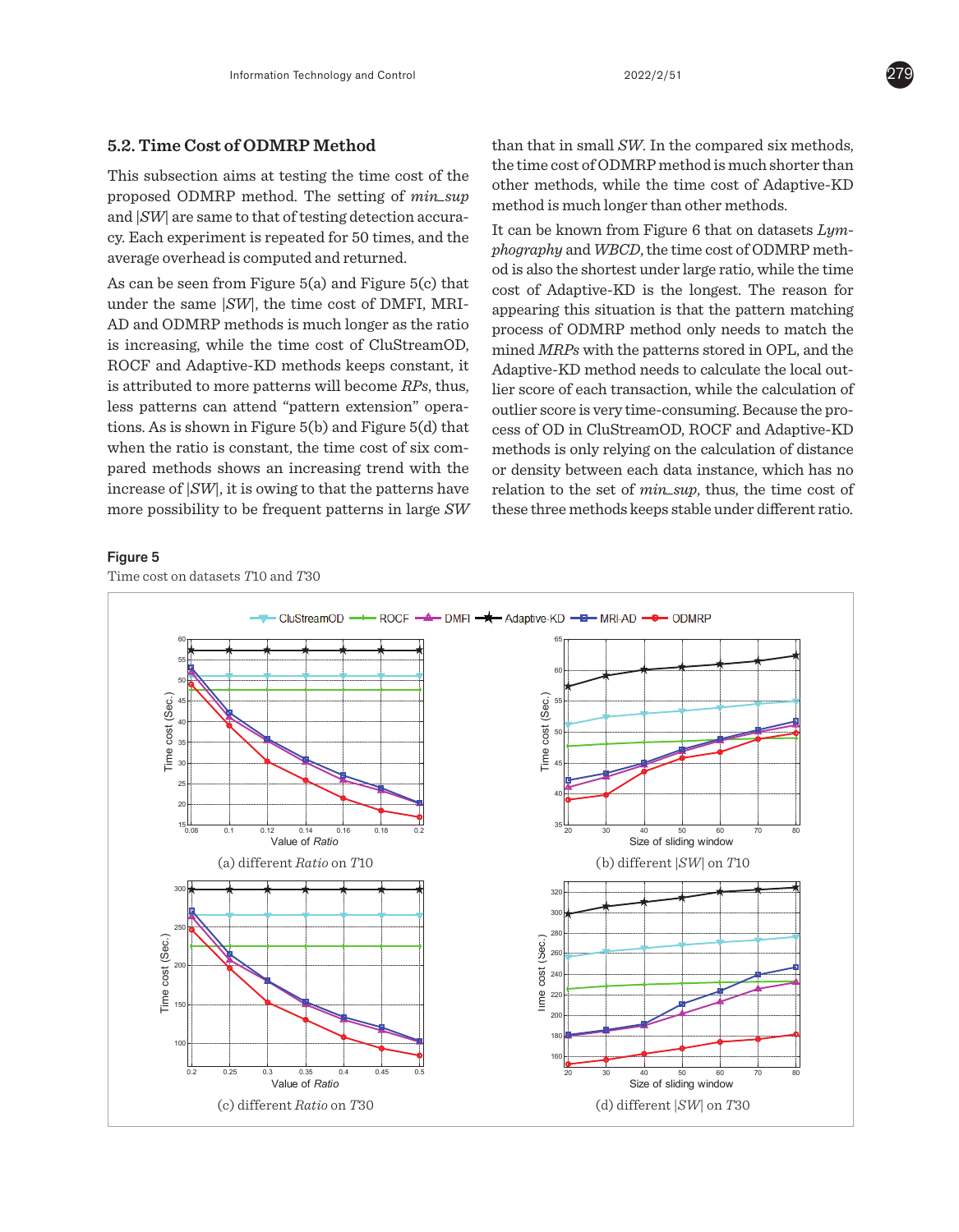### 5.2. Time Cost of ODMRP Method

This subsection aims at testing the time cost of the proposed ODMRP method. The setting of *min_sup* and |*SW*| are same to that of testing detection accuracy. Each experiment is repeated for 50 times, and the average overhead is computed and returned.

As can be seen from Figure 5(a) and Figure 5(c) that under the same |*SW*|, the time cost of DMFI, MRI-AD and ODMRP methods is much longer as the ratio is increasing, while the time cost of CluStreamOD, ROCF and Adaptive-KD methods keeps constant, it is attributed to more patterns will become *RPs*, thus, less patterns can attend "pattern extension" operations. As is shown in Figure 5(b) and Figure 5(d) that when the ratio is constant, the time cost of six compared methods shows an increasing trend with the increase of |*SW*|, it is owing to that the patterns have more possibility to be frequent patterns in large *SW* than that in small *SW*. In the compared six methods, the time cost of ODMRP method is much shorter than other methods, while the time cost of Adaptive-KD method is much longer than other methods.

It can be known from Figure 6 that on datasets *Lymphography* and *WBCD*, the time cost of ODMRP method is also the shortest under large ratio, while the time cost of Adaptive-KD is the longest. The reason for appearing this situation is that the pattern matching process of ODMRP method only needs to match the mined *MRPs* with the patterns stored in OPL, and the Adaptive-KD method needs to calculate the local outlier score of each transaction, while the calculation of outlier score is very time-consuming. Because the process of OD in CluStreamOD, ROCF and Adaptive-KD methods is only relying on the calculation of distance or density between each data instance, which has no relation to the set of *min_sup*, thus, the time cost of these three methods keeps stable under different ratio.

**Figure 5**

Time cost on datasets *T*10 and *T*30

(a) different *Ratio* on *T*10

(b) different |*SW*| on *T*10

(c) different *Ratio* on *T*30

(d) different |*SW*| on *T*30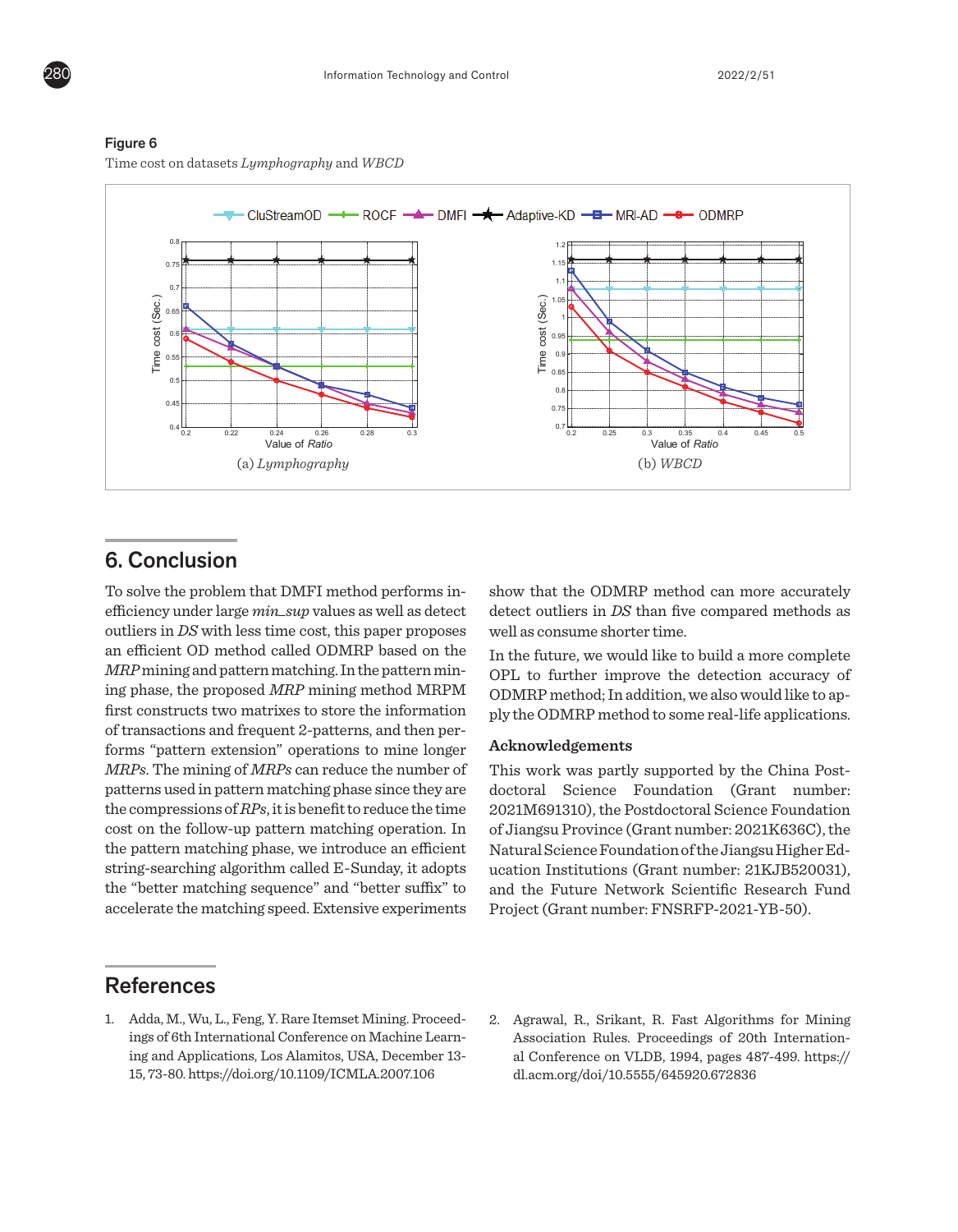**Figure 6**

Time cost on datasets *Lymphography* and *WBCD*

(a) *Lymphography*    (b) *WBCD*

## 6. Conclusion

To solve the problem that DMFI method performs inefficiency under large *min_sup* values as well as detect outliers in *DS* with less time cost, this paper proposes an efficient OD method called ODMRP based on the *MRP* mining and pattern matching. In the pattern mining phase, the proposed *MRP* mining method MRPM first constructs two matrixes to store the information of transactions and frequent 2-patterns, and then performs "pattern extension" operations to mine longer *MRPs*. The mining of *MRPs* can reduce the number of patterns used in pattern matching phase since they are the compressions of *RPs*, it is benefit to reduce the time cost on the follow-up pattern matching operation. In the pattern matching phase, we introduce an efficient string-searching algorithm called E-Sunday, it adopts the "better matching sequence" and "better suffix" to accelerate the matching speed. Extensive experiments show that the ODMRP method can more accurately detect outliers in *DS* than five compared methods as well as consume shorter time.

In the future, we would like to build a more complete OPL to further improve the detection accuracy of ODMRP method; In addition, we also would like to apply the ODMRP method to some real-life applications.

### Acknowledgements

This work was partly supported by the China Postdoctoral Science Foundation (Grant number: 2021M691310), the Postdoctoral Science Foundation of Jiangsu Province (Grant number: 2021K636C), the Natural Science Foundation of the Jiangsu Higher Education Institutions (Grant number: 21KJB520031), and the Future Network Scientific Research Fund Project (Grant number: FNSRFP-2021-YB-50).

## References

1. Adda, M., Wu, L., Feng, Y. Rare Itemset Mining. Proceedings of 6th International Conference on Machine Learning and Applications, Los Alamitos, USA, December 13-15, 73-80. https://doi.org/10.1109/ICMLA.2007.106
2. Agrawal, R., Srikant, R. Fast Algorithms for Mining Association Rules. Proceedings of 20th International Conference on VLDB, 1994, pages 487-499. https://dl.acm.org/doi/10.5555/645920.672836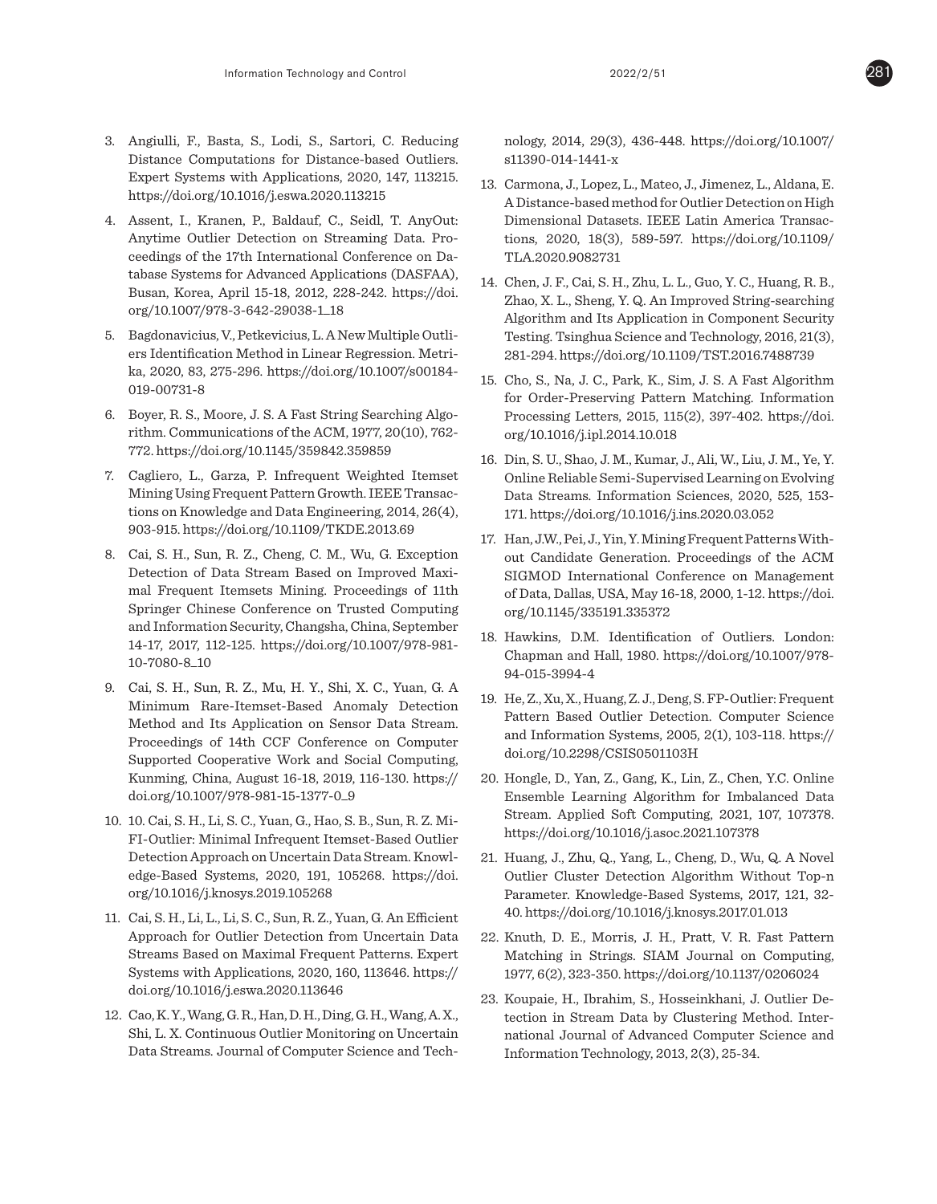3. Angiulli, F., Basta, S., Lodi, S., Sartori, C. Reducing Distance Computations for Distance-based Outliers. Expert Systems with Applications, 2020, 147, 113215. https://doi.org/10.1016/j.eswa.2020.113215

4. Assent, I., Kranen, P., Baldauf, C., Seidl, T. AnyOut: Anytime Outlier Detection on Streaming Data. Proceedings of the 17th International Conference on Database Systems for Advanced Applications (DASFAA), Busan, Korea, April 15-18, 2012, 228-242. https://doi.org/10.1007/978-3-642-29038-1_18

5. Bagdonavicius, V., Petkevicius, L. A New Multiple Outliers Identification Method in Linear Regression. Metrika, 2020, 83, 275-296. https://doi.org/10.1007/s00184-019-00731-8

6. Boyer, R. S., Moore, J. S. A Fast String Searching Algorithm. Communications of the ACM, 1977, 20(10), 762-772. https://doi.org/10.1145/359842.359859

7. Cagliero, L., Garza, P. Infrequent Weighted Itemset Mining Using Frequent Pattern Growth. IEEE Transactions on Knowledge and Data Engineering, 2014, 26(4), 903-915. https://doi.org/10.1109/TKDE.2013.69

8. Cai, S. H., Sun, R. Z., Cheng, C. M., Wu, G. Exception Detection of Data Stream Based on Improved Maximal Frequent Itemsets Mining. Proceedings of 11th Springer Chinese Conference on Trusted Computing and Information Security, Changsha, China, September 14-17, 2017, 112-125. https://doi.org/10.1007/978-981-10-7080-8_10

9. Cai, S. H., Sun, R. Z., Mu, H. Y., Shi, X. C., Yuan, G. A Minimum Rare-Itemset-Based Anomaly Detection Method and Its Application on Sensor Data Stream. Proceedings of 14th CCF Conference on Computer Supported Cooperative Work and Social Computing, Kunming, China, August 16-18, 2019, 116-130. https://doi.org/10.1007/978-981-15-1377-0_9

10. 10. Cai, S. H., Li, S. C., Yuan, G., Hao, S. B., Sun, R. Z. MiFI-Outlier: Minimal Infrequent Itemset-Based Outlier Detection Approach on Uncertain Data Stream. Knowledge-Based Systems, 2020, 191, 105268. https://doi.org/10.1016/j.knosys.2019.105268

11. Cai, S. H., Li, L., Li, S. C., Sun, R. Z., Yuan, G. An Efficient Approach for Outlier Detection from Uncertain Data Streams Based on Maximal Frequent Patterns. Expert Systems with Applications, 2020, 160, 113646. https://doi.org/10.1016/j.eswa.2020.113646

12. Cao, K. Y., Wang, G. R., Han, D. H., Ding, G. H., Wang, A. X., Shi, L. X. Continuous Outlier Monitoring on Uncertain Data Streams. Journal of Computer Science and Technology, 2014, 29(3), 436-448. https://doi.org/10.1007/s11390-014-1441-x

13. Carmona, J., Lopez, L., Mateo, J., Jimenez, L., Aldana, E. A Distance-based method for Outlier Detection on High Dimensional Datasets. IEEE Latin America Transactions, 2020, 18(3), 589-597. https://doi.org/10.1109/TLA.2020.9082731

14. Chen, J. F., Cai, S. H., Zhu, L. L., Guo, Y. C., Huang, R. B., Zhao, X. L., Sheng, Y. Q. An Improved String-searching Algorithm and Its Application in Component Security Testing. Tsinghua Science and Technology, 2016, 21(3), 281-294. https://doi.org/10.1109/TST.2016.7488739

15. Cho, S., Na, J. C., Park, K., Sim, J. S. A Fast Algorithm for Order-Preserving Pattern Matching. Information Processing Letters, 2015, 115(2), 397-402. https://doi.org/10.1016/j.ipl.2014.10.018

16. Din, S. U., Shao, J. M., Kumar, J., Ali, W., Liu, J. M., Ye, Y. Online Reliable Semi-Supervised Learning on Evolving Data Streams. Information Sciences, 2020, 525, 153-171. https://doi.org/10.1016/j.ins.2020.03.052

17. Han, J.W., Pei, J., Yin, Y. Mining Frequent Patterns Without Candidate Generation. Proceedings of the ACM SIGMOD International Conference on Management of Data, Dallas, USA, May 16-18, 2000, 1-12. https://doi.org/10.1145/335191.335372

18. Hawkins, D.M. Identification of Outliers. London: Chapman and Hall, 1980. https://doi.org/10.1007/978-94-015-3994-4

19. He, Z., Xu, X., Huang, Z. J., Deng, S. FP-Outlier: Frequent Pattern Based Outlier Detection. Computer Science and Information Systems, 2005, 2(1), 103-118. https://doi.org/10.2298/CSIS0501103H

20. Hongle, D., Yan, Z., Gang, K., Lin, Z., Chen, Y.C. Online Ensemble Learning Algorithm for Imbalanced Data Stream. Applied Soft Computing, 2021, 107, 107378. https://doi.org/10.1016/j.asoc.2021.107378

21. Huang, J., Zhu, Q., Yang, L., Cheng, D., Wu, Q. A Novel Outlier Cluster Detection Algorithm Without Top-n Parameter. Knowledge-Based Systems, 2017, 121, 32-40. https://doi.org/10.1016/j.knosys.2017.01.013

22. Knuth, D. E., Morris, J. H., Pratt, V. R. Fast Pattern Matching in Strings. SIAM Journal on Computing, 1977, 6(2), 323-350. https://doi.org/10.1137/0206024

23. Koupaie, H., Ibrahim, S., Hosseinkhani, J. Outlier Detection in Stream Data by Clustering Method. International Journal of Advanced Computer Science and Information Technology, 2013, 2(3), 25-34.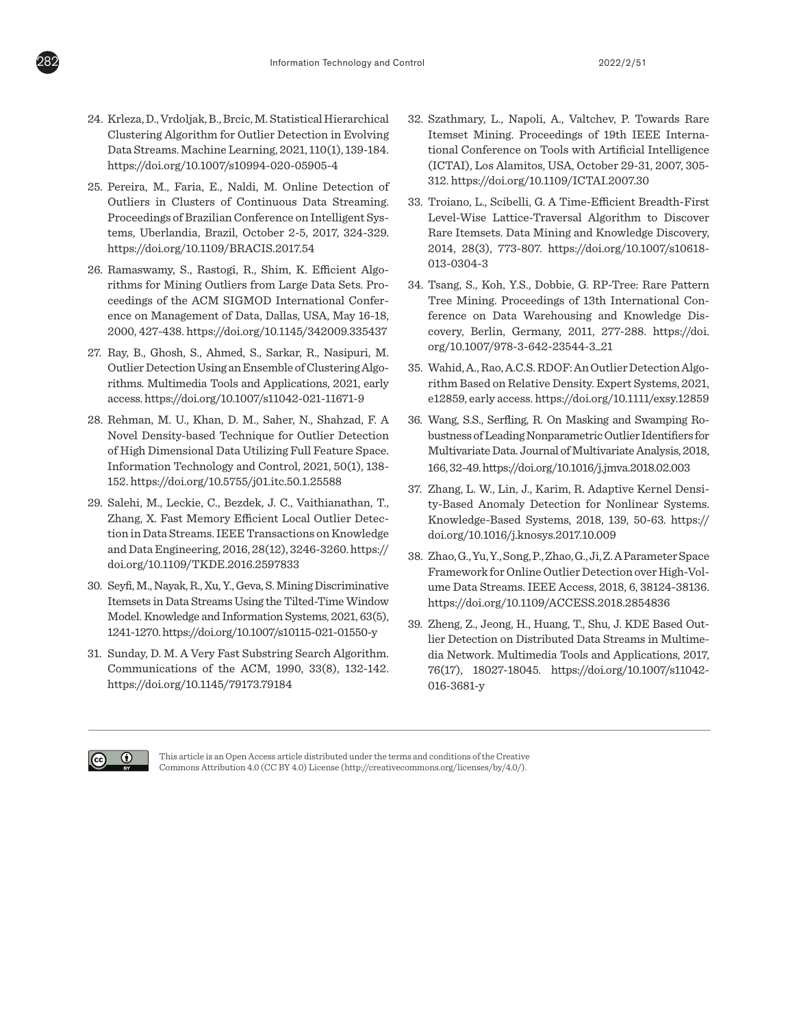24. Krleza, D., Vrdoljak, B., Brcic, M. Statistical Hierarchical Clustering Algorithm for Outlier Detection in Evolving Data Streams. Machine Learning, 2021, 110(1), 139-184. https://doi.org/10.1007/s10994-020-05905-4
25. Pereira, M., Faria, E., Naldi, M. Online Detection of Outliers in Clusters of Continuous Data Streaming. Proceedings of Brazilian Conference on Intelligent Systems, Uberlandia, Brazil, October 2-5, 2017, 324-329. https://doi.org/10.1109/BRACIS.2017.54
26. Ramaswamy, S., Rastogi, R., Shim, K. Efficient Algorithms for Mining Outliers from Large Data Sets. Proceedings of the ACM SIGMOD International Conference on Management of Data, Dallas, USA, May 16-18, 2000, 427-438. https://doi.org/10.1145/342009.335437
27. Ray, B., Ghosh, S., Ahmed, S., Sarkar, R., Nasipuri, M. Outlier Detection Using an Ensemble of Clustering Algorithms. Multimedia Tools and Applications, 2021, early access. https://doi.org/10.1007/s11042-021-11671-9
28. Rehman, M. U., Khan, D. M., Saher, N., Shahzad, F. A Novel Density-based Technique for Outlier Detection of High Dimensional Data Utilizing Full Feature Space. Information Technology and Control, 2021, 50(1), 138-152. https://doi.org/10.5755/j01.itc.50.1.25588
29. Salehi, M., Leckie, C., Bezdek, J. C., Vaithianathan, T., Zhang, X. Fast Memory Efficient Local Outlier Detection in Data Streams. IEEE Transactions on Knowledge and Data Engineering, 2016, 28(12), 3246-3260. https://doi.org/10.1109/TKDE.2016.2597833
30. Seyfi, M., Nayak, R., Xu, Y., Geva, S. Mining Discriminative Itemsets in Data Streams Using the Tilted-Time Window Model. Knowledge and Information Systems, 2021, 63(5), 1241-1270. https://doi.org/10.1007/s10115-021-01550-y
31. Sunday, D. M. A Very Fast Substring Search Algorithm. Communications of the ACM, 1990, 33(8), 132-142. https://doi.org/10.1145/79173.79184
32. Szathmary, L., Napoli, A., Valtchev, P. Towards Rare Itemset Mining. Proceedings of 19th IEEE International Conference on Tools with Artificial Intelligence (ICTAI), Los Alamitos, USA, October 29-31, 2007, 305-312. https://doi.org/10.1109/ICTAI.2007.30
33. Troiano, L., Scibelli, G. A Time-Efficient Breadth-First Level-Wise Lattice-Traversal Algorithm to Discover Rare Itemsets. Data Mining and Knowledge Discovery, 2014, 28(3), 773-807. https://doi.org/10.1007/s10618-013-0304-3
34. Tsang, S., Koh, Y.S., Dobbie, G. RP-Tree: Rare Pattern Tree Mining. Proceedings of 13th International Conference on Data Warehousing and Knowledge Discovery, Berlin, Germany, 2011, 277-288. https://doi.org/10.1007/978-3-642-23544-3_21
35. Wahid, A., Rao, A.C.S. RDOF: An Outlier Detection Algorithm Based on Relative Density. Expert Systems, 2021, e12859, early access. https://doi.org/10.1111/exsy.12859
36. Wang, S.S., Serfling, R. On Masking and Swamping Robustness of Leading Nonparametric Outlier Identifiers for Multivariate Data. Journal of Multivariate Analysis, 2018, 166, 32-49. https://doi.org/10.1016/j.jmva.2018.02.003
37. Zhang, L. W., Lin, J., Karim, R. Adaptive Kernel Density-Based Anomaly Detection for Nonlinear Systems. Knowledge-Based Systems, 2018, 139, 50-63. https://doi.org/10.1016/j.knosys.2017.10.009
38. Zhao, G., Yu, Y., Song, P., Zhao, G., Ji, Z. A Parameter Space Framework for Online Outlier Detection over High-Volume Data Streams. IEEE Access, 2018, 6, 38124-38136. https://doi.org/10.1109/ACCESS.2018.2854836
39. Zheng, Z., Jeong, H., Huang, T., Shu, J. KDE Based Outlier Detection on Distributed Data Streams in Multimedia Network. Multimedia Tools and Applications, 2017, 76(17), 18027-18045. https://doi.org/10.1007/s11042-016-3681-y

This article is an Open Access article distributed under the terms and conditions of the Creative Commons Attribution 4.0 (CC BY 4.0) License (http://creativecommons.org/licenses/by/4.0/).